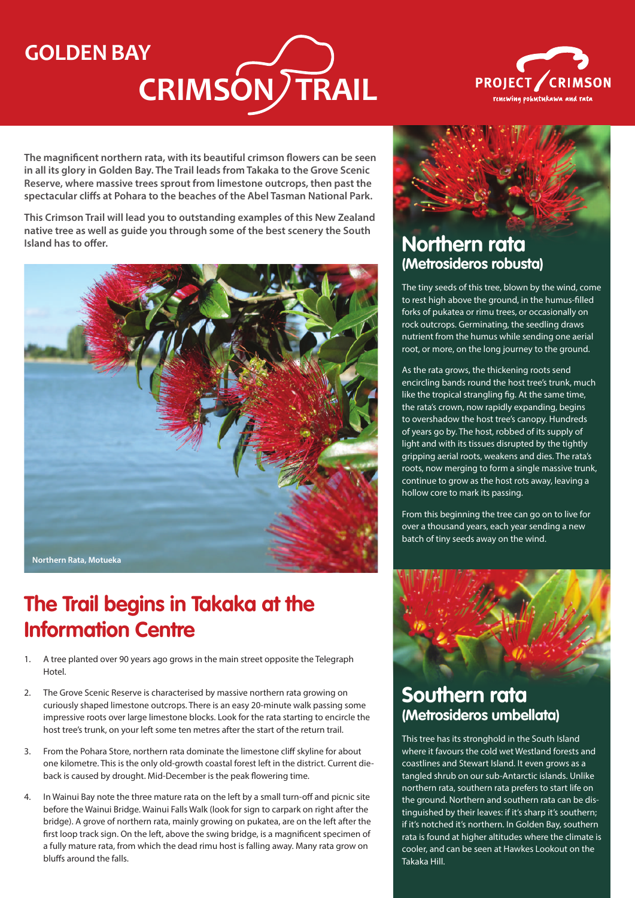# GOLDEN BAY CRIMSON TRAIL

PROJECT CRIMSON
renewing pohutukawa and rata

**The magnificent northern rata, with its beautiful crimson flowers can be seen in all its glory in Golden Bay. The Trail leads from Takaka to the Grove Scenic Reserve, where massive trees sprout from limestone outcrops, then past the spectacular cliffs at Pohara to the beaches of the Abel Tasman National Park.**

**This Crimson Trail will lead you to outstanding examples of this New Zealand native tree as well as guide you through some of the best scenery the South Island has to offer.**

Northern Rata, Motueka

## The Trail begins in Takaka at the Information Centre

1. A tree planted over 90 years ago grows in the main street opposite the Telegraph Hotel.
2. The Grove Scenic Reserve is characterised by massive northern rata growing on curiously shaped limestone outcrops. There is an easy 20-minute walk passing some impressive roots over large limestone blocks. Look for the rata starting to encircle the host tree's trunk, on your left some ten metres after the start of the return trail.
3. From the Pohara Store, northern rata dominate the limestone cliff skyline for about one kilometre. This is the only old-growth coastal forest left in the district. Current die-back is caused by drought. Mid-December is the peak flowering time.
4. In Wainui Bay note the three mature rata on the left by a small turn-off and picnic site before the Wainui Bridge. Wainui Falls Walk (look for sign to carpark on right after the bridge). A grove of northern rata, mainly growing on pukatea, are on the left after the first loop track sign. On the left, above the swing bridge, is a magnificent specimen of a fully mature rata, from which the dead rimu host is falling away. Many rata grow on bluffs around the falls.

## Northern rata
### (Metrosideros robusta)

The tiny seeds of this tree, blown by the wind, come to rest high above the ground, in the humus-filled forks of pukatea or rimu trees, or occasionally on rock outcrops. Germinating, the seedling draws nutrient from the humus while sending one aerial root, or more, on the long journey to the ground.

As the rata grows, the thickening roots send encircling bands round the host tree's trunk, much like the tropical strangling fig. At the same time, the rata's crown, now rapidly expanding, begins to overshadow the host tree's canopy. Hundreds of years go by. The host, robbed of its supply of light and with its tissues disrupted by the tightly gripping aerial roots, weakens and dies. The rata's roots, now merging to form a single massive trunk, continue to grow as the host rots away, leaving a hollow core to mark its passing.

From this beginning the tree can go on to live for over a thousand years, each year sending a new batch of tiny seeds away on the wind.

## Southern rata
### (Metrosideros umbellata)

This tree has its stronghold in the South Island where it favours the cold wet Westland forests and coastlines and Stewart Island. It even grows as a tangled shrub on our sub-Antarctic islands. Unlike northern rata, southern rata prefers to start life on the ground. Northern and southern rata can be distinguished by their leaves: if it's sharp it's southern; if it's notched it's northern. In Golden Bay, southern rata is found at higher altitudes where the climate is cooler, and can be seen at Hawkes Lookout on the Takaka Hill.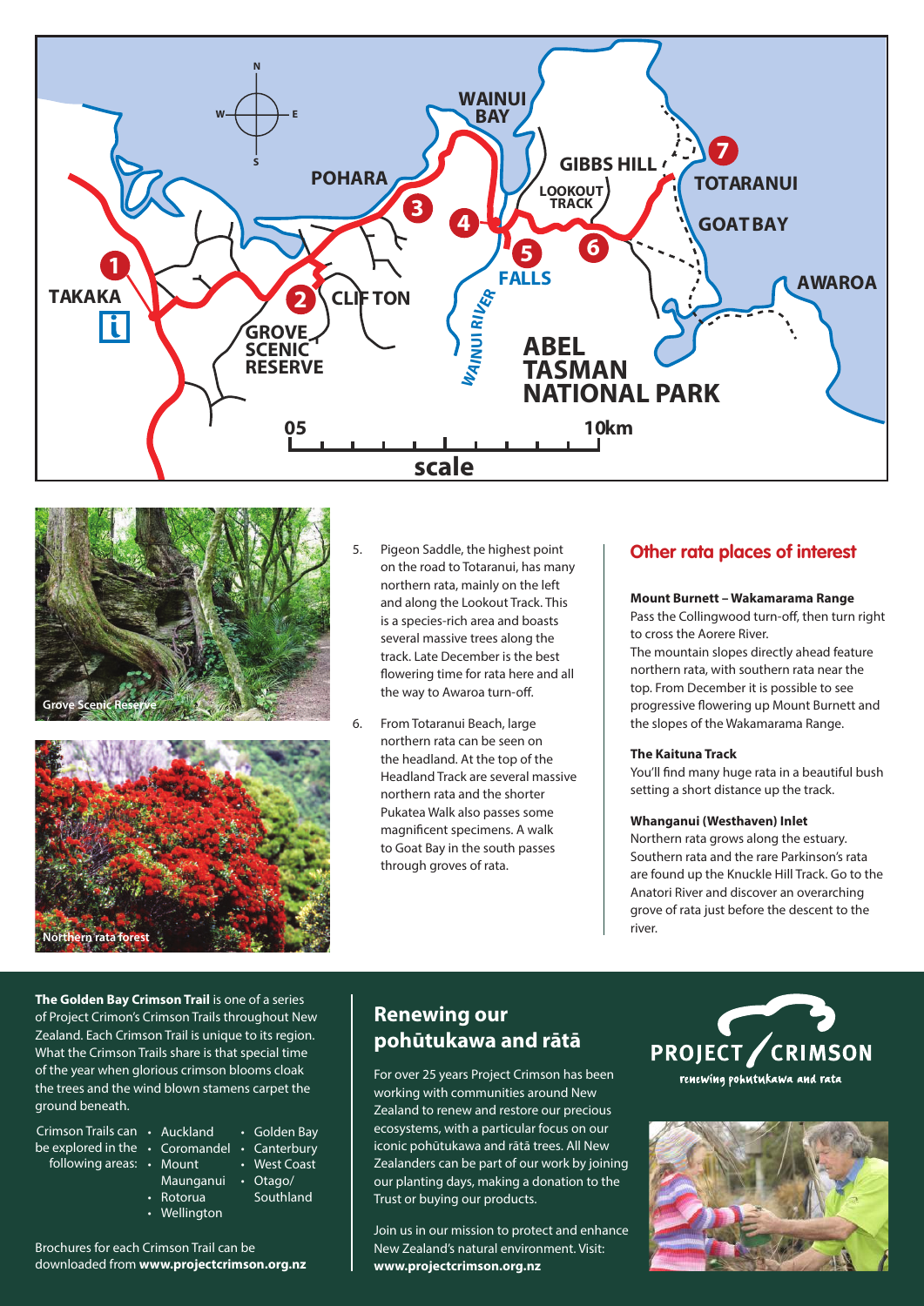N
W
E
S

WAINUI BAY
POHARA
GIBBS HILL
LOOKOUT TRACK
TOTARANUI
GOAT BAY
AWAROA
TAKAKA
CLIFTON
GROVE SCENIC RESERVE
WAINUI RIVER
FALLS
ABEL TASMAN NATIONAL PARK
1
2
3
4
5
6
7
05
10km
scale

Grove Scenic Reserve

Northern rata forest

5. Pigeon Saddle, the highest point on the road to Totaranui, has many northern rata, mainly on the left and along the Lookout Track. This is a species-rich area and boasts several massive trees along the track. Late December is the best flowering time for rata here and all the way to Awaroa turn-off.

6. From Totaranui Beach, large northern rata can be seen on the headland. At the top of the Headland Track are several massive northern rata and the shorter Pukatea Walk also passes some magnificent specimens. A walk to Goat Bay in the south passes through groves of rata.

## Other rata places of interest

**Mount Burnett – Wakamarama Range**
Pass the Collingwood turn-off, then turn right to cross the Aorere River.
The mountain slopes directly ahead feature northern rata, with southern rata near the top. From December it is possible to see progressive flowering up Mount Burnett and the slopes of the Wakamarama Range.

**The Kaituna Track**
You'll find many huge rata in a beautiful bush setting a short distance up the track.

**Whanganui (Westhaven) Inlet**
Northern rata grows along the estuary. Southern rata and the rare Parkinson's rata are found up the Knuckle Hill Track. Go to the Anatori River and discover an overarching grove of rata just before the descent to the river.

**The Golden Bay Crimson Trail** is one of a series of Project Crimon's Crimson Trails throughout New Zealand. Each Crimson Trail is unique to its region. What the Crimson Trails share is that special time of the year when glorious crimson blooms cloak the trees and the wind blown stamens carpet the ground beneath.

Crimson Trails can be explored in the following areas:

- Auckland
- Coromandel
- Mount Maunganui
- Rotorua
- Wellington
- Golden Bay
- Canterbury
- West Coast
- Otago/ Southland

Brochures for each Crimson Trail can be downloaded from **www.projectcrimson.org.nz**

## Renewing our pohūtukawa and rātā

For over 25 years Project Crimson has been working with communities around New Zealand to renew and restore our precious ecosystems, with a particular focus on our iconic pohūtukawa and rātā trees. All New Zealanders can be part of our work by joining our planting days, making a donation to the Trust or buying our products.

Join us in our mission to protect and enhance New Zealand's natural environment. Visit: **www.projectcrimson.org.nz**

PROJECT CRIMSON
renewing pohutukawa and rata